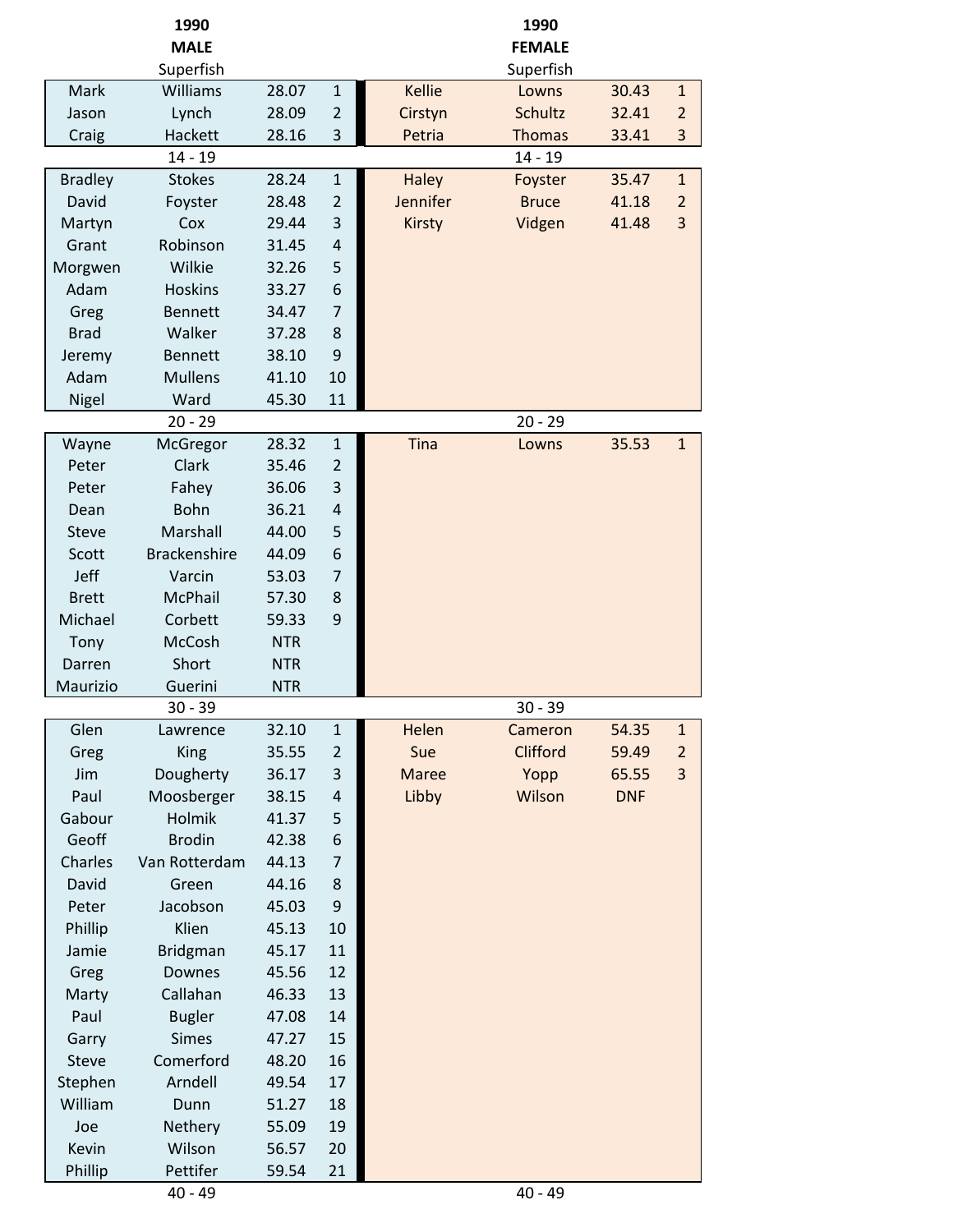## 1990

### MALE

**Superfish**

| First Name | Surname | Time | Place |
|---|---|---|---|
| Mark | Williams | 28.07 | 1 |
| Jason | Lynch | 28.09 | 2 |
| Craig | Hackett | 28.16 | 3 |

**14 - 19**

| First Name | Surname | Time | Place |
|---|---|---|---|
| Bradley | Stokes | 28.24 | 1 |
| David | Foyster | 28.48 | 2 |
| Martyn | Cox | 29.44 | 3 |
| Grant | Robinson | 31.45 | 4 |
| Morgwen | Wilkie | 32.26 | 5 |
| Adam | Hoskins | 33.27 | 6 |
| Greg | Bennett | 34.47 | 7 |
| Brad | Walker | 37.28 | 8 |
| Jeremy | Bennett | 38.10 | 9 |
| Adam | Mullens | 41.10 | 10 |
| Nigel | Ward | 45.30 | 11 |

**20 - 29**

| First Name | Surname | Time | Place |
|---|---|---|---|
| Wayne | McGregor | 28.32 | 1 |
| Peter | Clark | 35.46 | 2 |
| Peter | Fahey | 36.06 | 3 |
| Dean | Bohn | 36.21 | 4 |
| Steve | Marshall | 44.00 | 5 |
| Scott | Brackenshire | 44.09 | 6 |
| Jeff | Varcin | 53.03 | 7 |
| Brett | McPhail | 57.30 | 8 |
| Michael | Corbett | 59.33 | 9 |
| Tony | McCosh | NTR | |
| Darren | Short | NTR | |
| Maurizio | Guerini | NTR | |

**30 - 39**

| First Name | Surname | Time | Place |
|---|---|---|---|
| Glen | Lawrence | 32.10 | 1 |
| Greg | King | 35.55 | 2 |
| Jim | Dougherty | 36.17 | 3 |
| Paul | Moosberger | 38.15 | 4 |
| Gabour | Holmik | 41.37 | 5 |
| Geoff | Brodin | 42.38 | 6 |
| Charles | Van Rotterdam | 44.13 | 7 |
| David | Green | 44.16 | 8 |
| Peter | Jacobson | 45.03 | 9 |
| Phillip | Klien | 45.13 | 10 |
| Jamie | Bridgman | 45.17 | 11 |
| Greg | Downes | 45.56 | 12 |
| Marty | Callahan | 46.33 | 13 |
| Paul | Bugler | 47.08 | 14 |
| Garry | Simes | 47.27 | 15 |
| Steve | Comerford | 48.20 | 16 |
| Stephen | Arndell | 49.54 | 17 |
| William | Dunn | 51.27 | 18 |
| Joe | Nethery | 55.09 | 19 |
| Kevin | Wilson | 56.57 | 20 |
| Phillip | Pettifer | 59.54 | 21 |

**40 - 49**

## 1990

### FEMALE

**Superfish**

| First Name | Surname | Time | Place |
|---|---|---|---|
| Kellie | Lowns | 30.43 | 1 |
| Cirstyn | Schultz | 32.41 | 2 |
| Petria | Thomas | 33.41 | 3 |

**14 - 19**

| First Name | Surname | Time | Place |
|---|---|---|---|
| Haley | Foyster | 35.47 | 1 |
| Jennifer | Bruce | 41.18 | 2 |
| Kirsty | Vidgen | 41.48 | 3 |

**20 - 29**

| First Name | Surname | Time | Place |
|---|---|---|---|
| Tina | Lowns | 35.53 | 1 |

**30 - 39**

| First Name | Surname | Time | Place |
|---|---|---|---|
| Helen | Cameron | 54.35 | 1 |
| Sue | Clifford | 59.49 | 2 |
| Maree | Yopp | 65.55 | 3 |
| Libby | Wilson | DNF | |

**40 - 49**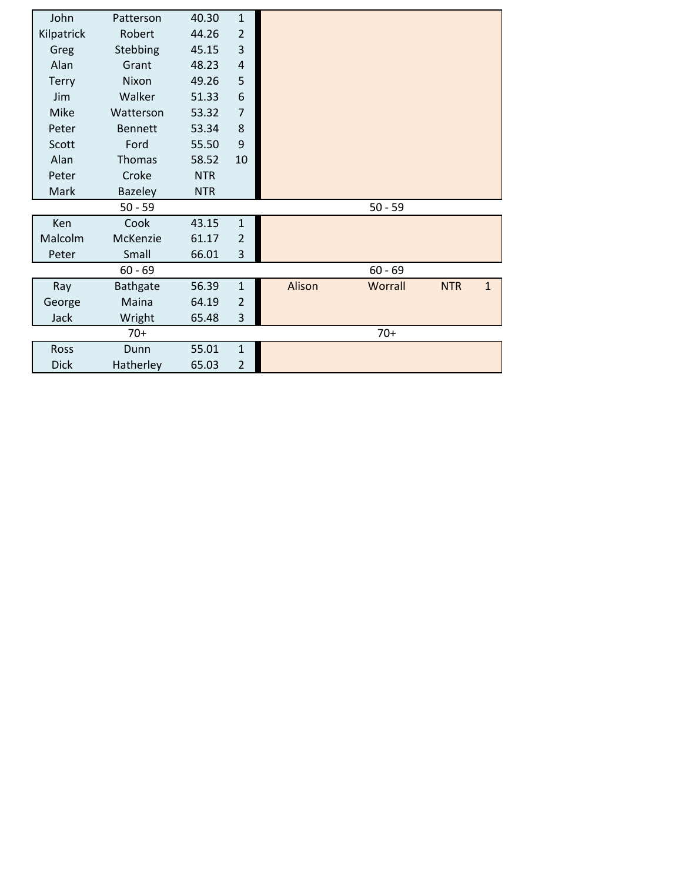| | | | | | | | |
|---|---|---|---|---|---|---|---|
| John | Patterson | 40.30 | 1 | | | | |
| Kilpatrick | Robert | 44.26 | 2 | | | | |
| Greg | Stebbing | 45.15 | 3 | | | | |
| Alan | Grant | 48.23 | 4 | | | | |
| Terry | Nixon | 49.26 | 5 | | | | |
| Jim | Walker | 51.33 | 6 | | | | |
| Mike | Watterson | 53.32 | 7 | | | | |
| Peter | Bennett | 53.34 | 8 | | | | |
| Scott | Ford | 55.50 | 9 | | | | |
| Alan | Thomas | 58.52 | 10 | | | | |
| Peter | Croke | NTR | | | | | |
| Mark | Bazeley | NTR | | | | | |

| | 50 - 59 | | | | 50 - 59 | | |
|---|---|---|---|---|---|---|---|
| Ken | Cook | 43.15 | 1 | | | | |
| Malcolm | McKenzie | 61.17 | 2 | | | | |
| Peter | Small | 66.01 | 3 | | | | |

| | 60 - 69 | | | | 60 - 69 | | |
|---|---|---|---|---|---|---|---|
| Ray | Bathgate | 56.39 | 1 | Alison | Worrall | NTR | 1 |
| George | Maina | 64.19 | 2 | | | | |
| Jack | Wright | 65.48 | 3 | | | | |

| | 70+ | | | | 70+ | | |
|---|---|---|---|---|---|---|---|
| Ross | Dunn | 55.01 | 1 | | | | |
| Dick | Hatherley | 65.03 | 2 | | | | |